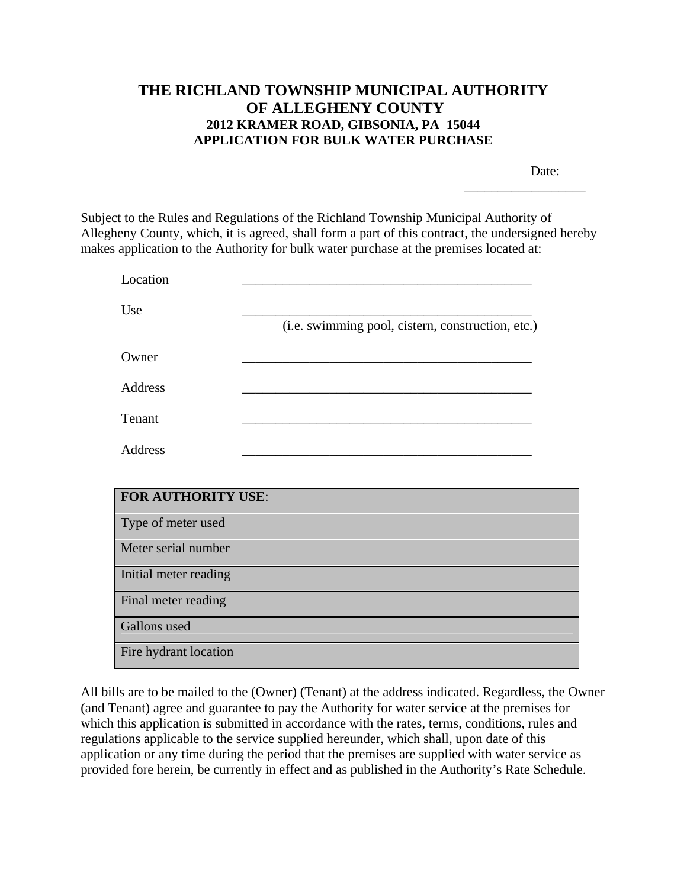# THE RICHLAND TOWNSHIP MUNICIPAL AUTHORITY OF ALLEGHENY COUNTY

### 2012 KRAMER ROAD, GIBSONIA, PA 15044

### APPLICATION FOR BULK WATER PURCHASE

Date: __________________

Subject to the Rules and Regulations of the Richland Township Municipal Authority of Allegheny County, which, it is agreed, shall form a part of this contract, the undersigned hereby makes application to the Authority for bulk water purchase at the premises located at:

Location _____________________________________________

Use _____________________________________________
(i.e. swimming pool, cistern, construction, etc.)

Owner _____________________________________________

Address _____________________________________________

Tenant _____________________________________________

Address _____________________________________________

| **FOR AUTHORITY USE**: |
|---|
| Type of meter used |
| Meter serial number |
| Initial meter reading |
| Final meter reading |
| Gallons used |
| Fire hydrant location |

All bills are to be mailed to the (Owner) (Tenant) at the address indicated. Regardless, the Owner (and Tenant) agree and guarantee to pay the Authority for water service at the premises for which this application is submitted in accordance with the rates, terms, conditions, rules and regulations applicable to the service supplied hereunder, which shall, upon date of this application or any time during the period that the premises are supplied with water service as provided fore herein, be currently in effect and as published in the Authority's Rate Schedule.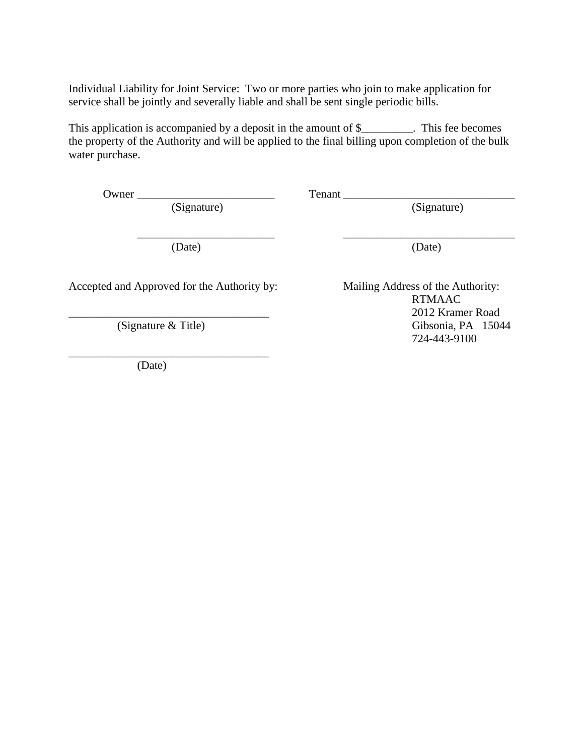Individual Liability for Joint Service: Two or more parties who join to make application for service shall be jointly and severally liable and shall be sent single periodic bills.

This application is accompanied by a deposit in the amount of $_________. This fee becomes the property of the Authority and will be applied to the final billing upon completion of the bulk water purchase.

Owner ________________________
(Signature)

________________________
(Date)

Tenant ______________________________
(Signature)

______________________________
(Date)

Accepted and Approved for the Authority by:

___________________________________
(Signature & Title)

___________________________________
(Date)

Mailing Address of the Authority:
RTMAAC
2012 Kramer Road
Gibsonia, PA 15044
724-443-9100